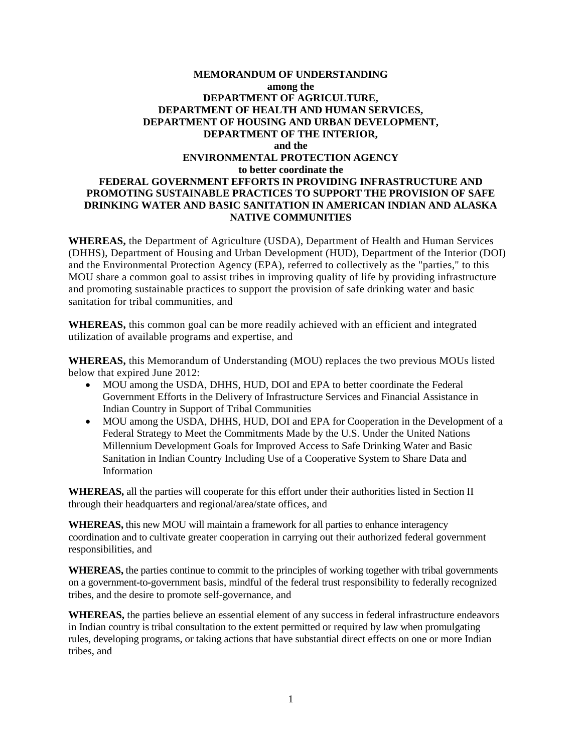**MEMORANDUM OF UNDERSTANDING**
**among the**
**DEPARTMENT OF AGRICULTURE,**
**DEPARTMENT OF HEALTH AND HUMAN SERVICES,**
**DEPARTMENT OF HOUSING AND URBAN DEVELOPMENT,**
**DEPARTMENT OF THE INTERIOR,**
**and the**
**ENVIRONMENTAL PROTECTION AGENCY**
**to better coordinate the**
**FEDERAL GOVERNMENT EFFORTS IN PROVIDING INFRASTRUCTURE AND PROMOTING SUSTAINABLE PRACTICES TO SUPPORT THE PROVISION OF SAFE DRINKING WATER AND BASIC SANITATION IN AMERICAN INDIAN AND ALASKA NATIVE COMMUNITIES**

**WHEREAS,** the Department of Agriculture (USDA), Department of Health and Human Services (DHHS), Department of Housing and Urban Development (HUD), Department of the Interior (DOI) and the Environmental Protection Agency (EPA), referred to collectively as the "parties," to this MOU share a common goal to assist tribes in improving quality of life by providing infrastructure and promoting sustainable practices to support the provision of safe drinking water and basic sanitation for tribal communities, and

**WHEREAS,** this common goal can be more readily achieved with an efficient and integrated utilization of available programs and expertise, and

**WHEREAS,** this Memorandum of Understanding (MOU) replaces the two previous MOUs listed below that expired June 2012:

- MOU among the USDA, DHHS, HUD, DOI and EPA to better coordinate the Federal Government Efforts in the Delivery of Infrastructure Services and Financial Assistance in Indian Country in Support of Tribal Communities
- MOU among the USDA, DHHS, HUD, DOI and EPA for Cooperation in the Development of a Federal Strategy to Meet the Commitments Made by the U.S. Under the United Nations Millennium Development Goals for Improved Access to Safe Drinking Water and Basic Sanitation in Indian Country Including Use of a Cooperative System to Share Data and Information

**WHEREAS,** all the parties will cooperate for this effort under their authorities listed in Section II through their headquarters and regional/area/state offices, and

**WHEREAS,** this new MOU will maintain a framework for all parties to enhance interagency coordination and to cultivate greater cooperation in carrying out their authorized federal government responsibilities, and

**WHEREAS,** the parties continue to commit to the principles of working together with tribal governments on a government-to-government basis, mindful of the federal trust responsibility to federally recognized tribes, and the desire to promote self-governance, and

**WHEREAS,** the parties believe an essential element of any success in federal infrastructure endeavors in Indian country is tribal consultation to the extent permitted or required by law when promulgating rules, developing programs, or taking actions that have substantial direct effects on one or more Indian tribes, and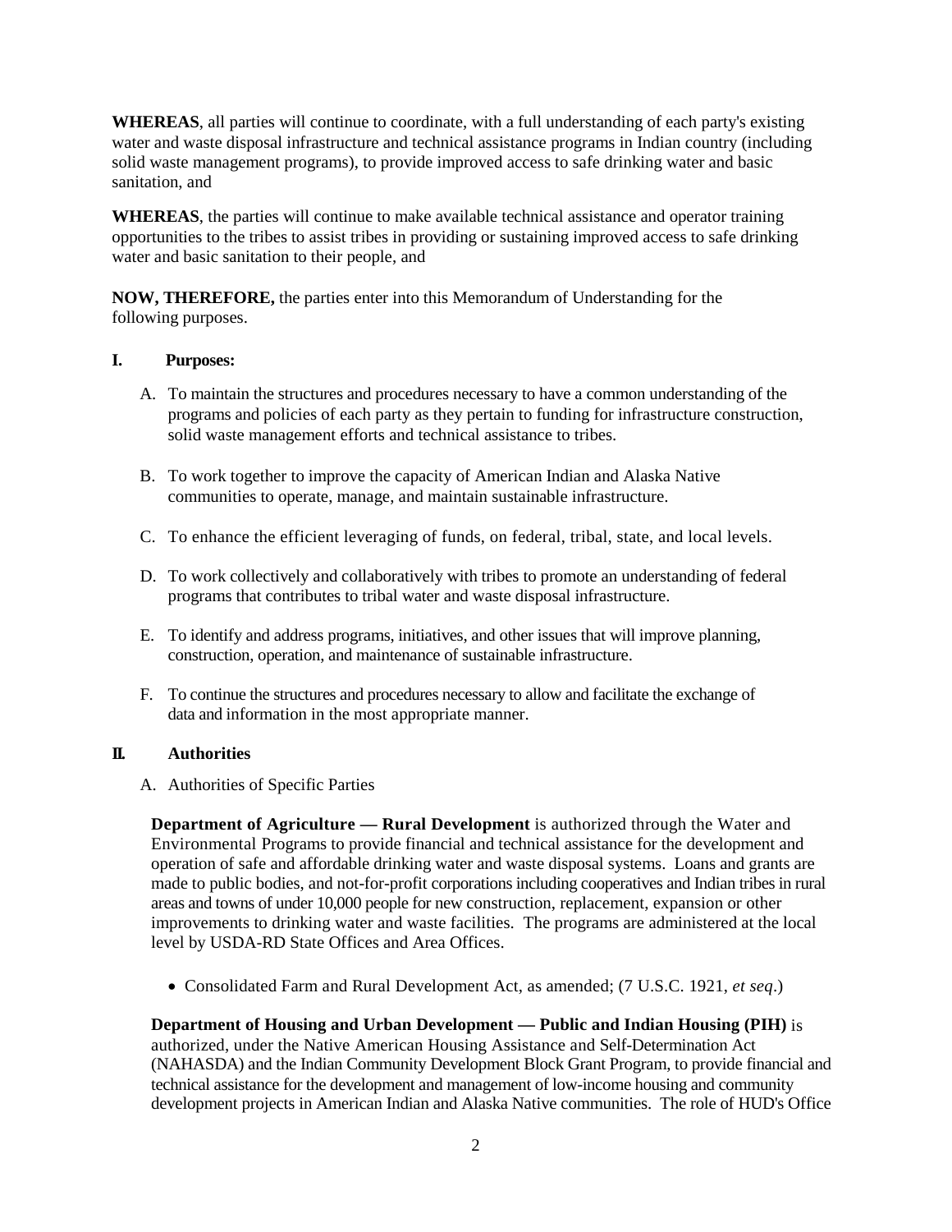**WHEREAS**, all parties will continue to coordinate, with a full understanding of each party's existing water and waste disposal infrastructure and technical assistance programs in Indian country (including solid waste management programs), to provide improved access to safe drinking water and basic sanitation, and

**WHEREAS**, the parties will continue to make available technical assistance and operator training opportunities to the tribes to assist tribes in providing or sustaining improved access to safe drinking water and basic sanitation to their people, and

**NOW, THEREFORE,** the parties enter into this Memorandum of Understanding for the following purposes.

## I. Purposes:

A. To maintain the structures and procedures necessary to have a common understanding of the programs and policies of each party as they pertain to funding for infrastructure construction, solid waste management efforts and technical assistance to tribes.

B. To work together to improve the capacity of American Indian and Alaska Native communities to operate, manage, and maintain sustainable infrastructure.

C. To enhance the efficient leveraging of funds, on federal, tribal, state, and local levels.

D. To work collectively and collaboratively with tribes to promote an understanding of federal programs that contributes to tribal water and waste disposal infrastructure.

E. To identify and address programs, initiatives, and other issues that will improve planning, construction, operation, and maintenance of sustainable infrastructure.

F. To continue the structures and procedures necessary to allow and facilitate the exchange of data and information in the most appropriate manner.

## II. Authorities

A. Authorities of Specific Parties

**Department of Agriculture — Rural Development** is authorized through the Water and Environmental Programs to provide financial and technical assistance for the development and operation of safe and affordable drinking water and waste disposal systems. Loans and grants are made to public bodies, and not-for-profit corporations including cooperatives and Indian tribes in rural areas and towns of under 10,000 people for new construction, replacement, expansion or other improvements to drinking water and waste facilities. The programs are administered at the local level by USDA-RD State Offices and Area Offices.

- Consolidated Farm and Rural Development Act, as amended; (7 U.S.C. 1921, *et seq*.)

**Department of Housing and Urban Development — Public and Indian Housing (PIH)** is authorized, under the Native American Housing Assistance and Self-Determination Act (NAHASDA) and the Indian Community Development Block Grant Program, to provide financial and technical assistance for the development and management of low-income housing and community development projects in American Indian and Alaska Native communities. The role of HUD's Office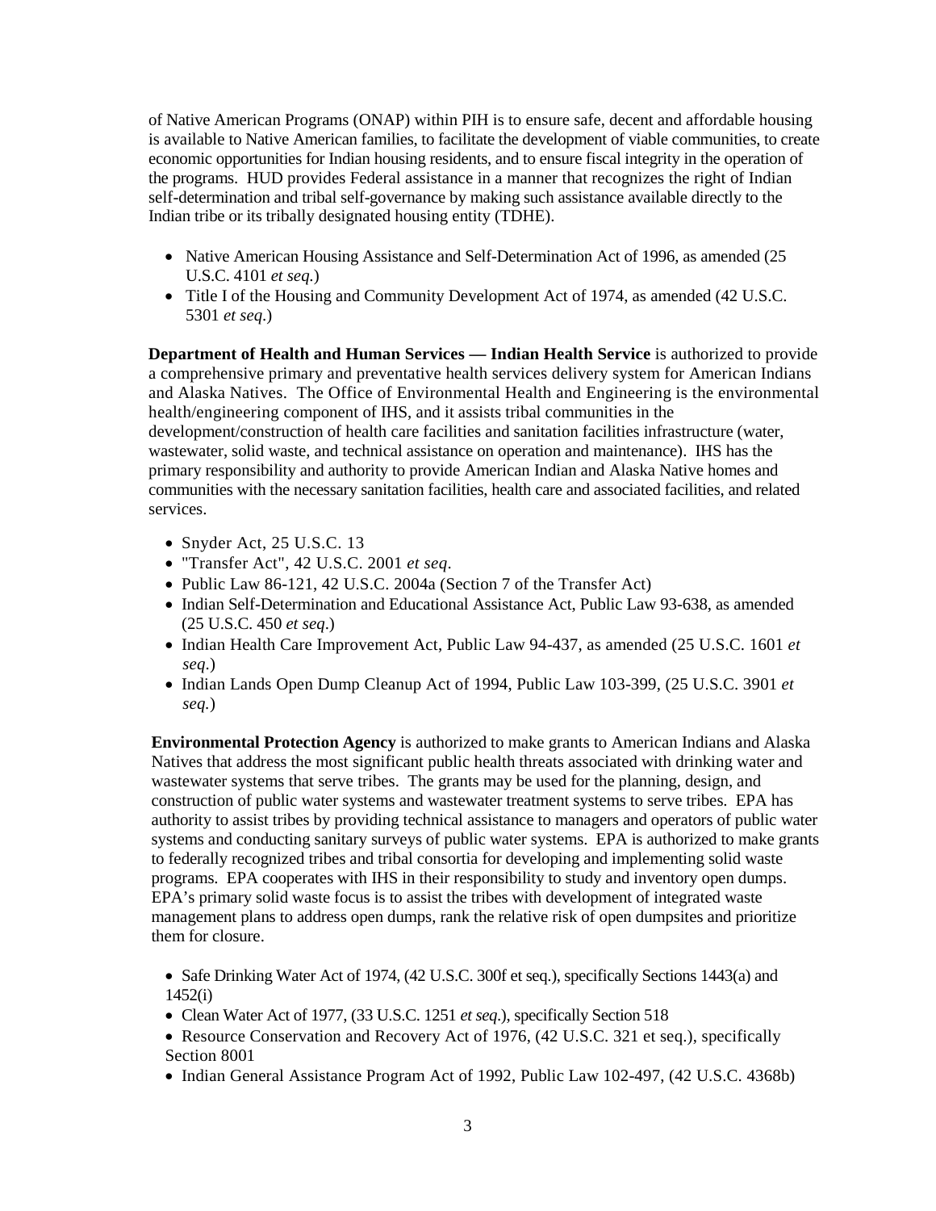of Native American Programs (ONAP) within PIH is to ensure safe, decent and affordable housing is available to Native American families, to facilitate the development of viable communities, to create economic opportunities for Indian housing residents, and to ensure fiscal integrity in the operation of the programs. HUD provides Federal assistance in a manner that recognizes the right of Indian self-determination and tribal self-governance by making such assistance available directly to the Indian tribe or its tribally designated housing entity (TDHE).

- Native American Housing Assistance and Self-Determination Act of 1996, as amended (25 U.S.C. 4101 *et seq.*)
- Title I of the Housing and Community Development Act of 1974, as amended (42 U.S.C. 5301 *et seq.*)

**Department of Health and Human Services — Indian Health Service** is authorized to provide a comprehensive primary and preventative health services delivery system for American Indians and Alaska Natives. The Office of Environmental Health and Engineering is the environmental health/engineering component of IHS, and it assists tribal communities in the development/construction of health care facilities and sanitation facilities infrastructure (water, wastewater, solid waste, and technical assistance on operation and maintenance). IHS has the primary responsibility and authority to provide American Indian and Alaska Native homes and communities with the necessary sanitation facilities, health care and associated facilities, and related services.

- Snyder Act, 25 U.S.C. 13
- "Transfer Act", 42 U.S.C. 2001 *et seq*.
- Public Law 86-121, 42 U.S.C. 2004a (Section 7 of the Transfer Act)
- Indian Self-Determination and Educational Assistance Act, Public Law 93-638, as amended (25 U.S.C. 450 *et seq*.)
- Indian Health Care Improvement Act, Public Law 94-437, as amended (25 U.S.C. 1601 *et seq.*)
- Indian Lands Open Dump Cleanup Act of 1994, Public Law 103-399, (25 U.S.C. 3901 *et seq.*)

**Environmental Protection Agency** is authorized to make grants to American Indians and Alaska Natives that address the most significant public health threats associated with drinking water and wastewater systems that serve tribes. The grants may be used for the planning, design, and construction of public water systems and wastewater treatment systems to serve tribes. EPA has authority to assist tribes by providing technical assistance to managers and operators of public water systems and conducting sanitary surveys of public water systems. EPA is authorized to make grants to federally recognized tribes and tribal consortia for developing and implementing solid waste programs. EPA cooperates with IHS in their responsibility to study and inventory open dumps. EPA's primary solid waste focus is to assist the tribes with development of integrated waste management plans to address open dumps, rank the relative risk of open dumpsites and prioritize them for closure.

- Safe Drinking Water Act of 1974, (42 U.S.C. 300f et seq.), specifically Sections 1443(a) and 1452(i)
- Clean Water Act of 1977, (33 U.S.C. 1251 *et seq*.), specifically Section 518
- Resource Conservation and Recovery Act of 1976, (42 U.S.C. 321 et seq.), specifically Section 8001
- Indian General Assistance Program Act of 1992, Public Law 102-497, (42 U.S.C. 4368b)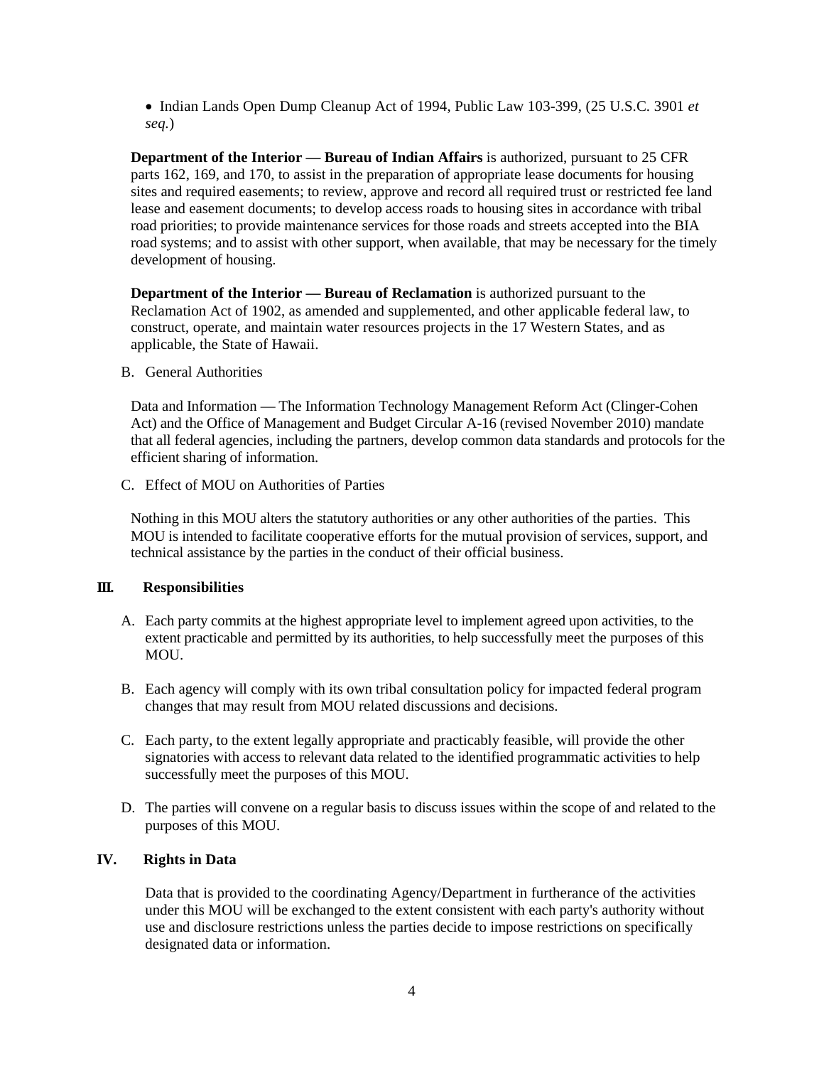- Indian Lands Open Dump Cleanup Act of 1994, Public Law 103-399, (25 U.S.C. 3901 *et seq.*)

**Department of the Interior — Bureau of Indian Affairs** is authorized, pursuant to 25 CFR parts 162, 169, and 170, to assist in the preparation of appropriate lease documents for housing sites and required easements; to review, approve and record all required trust or restricted fee land lease and easement documents; to develop access roads to housing sites in accordance with tribal road priorities; to provide maintenance services for those roads and streets accepted into the BIA road systems; and to assist with other support, when available, that may be necessary for the timely development of housing.

**Department of the Interior — Bureau of Reclamation** is authorized pursuant to the Reclamation Act of 1902, as amended and supplemented, and other applicable federal law, to construct, operate, and maintain water resources projects in the 17 Western States, and as applicable, the State of Hawaii.

B. General Authorities

Data and Information — The Information Technology Management Reform Act (Clinger-Cohen Act) and the Office of Management and Budget Circular A-16 (revised November 2010) mandate that all federal agencies, including the partners, develop common data standards and protocols for the efficient sharing of information.

C. Effect of MOU on Authorities of Parties

Nothing in this MOU alters the statutory authorities or any other authorities of the parties. This MOU is intended to facilitate cooperative efforts for the mutual provision of services, support, and technical assistance by the parties in the conduct of their official business.

## III. Responsibilities

A. Each party commits at the highest appropriate level to implement agreed upon activities, to the extent practicable and permitted by its authorities, to help successfully meet the purposes of this MOU.

B. Each agency will comply with its own tribal consultation policy for impacted federal program changes that may result from MOU related discussions and decisions.

C. Each party, to the extent legally appropriate and practicably feasible, will provide the other signatories with access to relevant data related to the identified programmatic activities to help successfully meet the purposes of this MOU.

D. The parties will convene on a regular basis to discuss issues within the scope of and related to the purposes of this MOU.

## IV. Rights in Data

Data that is provided to the coordinating Agency/Department in furtherance of the activities under this MOU will be exchanged to the extent consistent with each party's authority without use and disclosure restrictions unless the parties decide to impose restrictions on specifically designated data or information.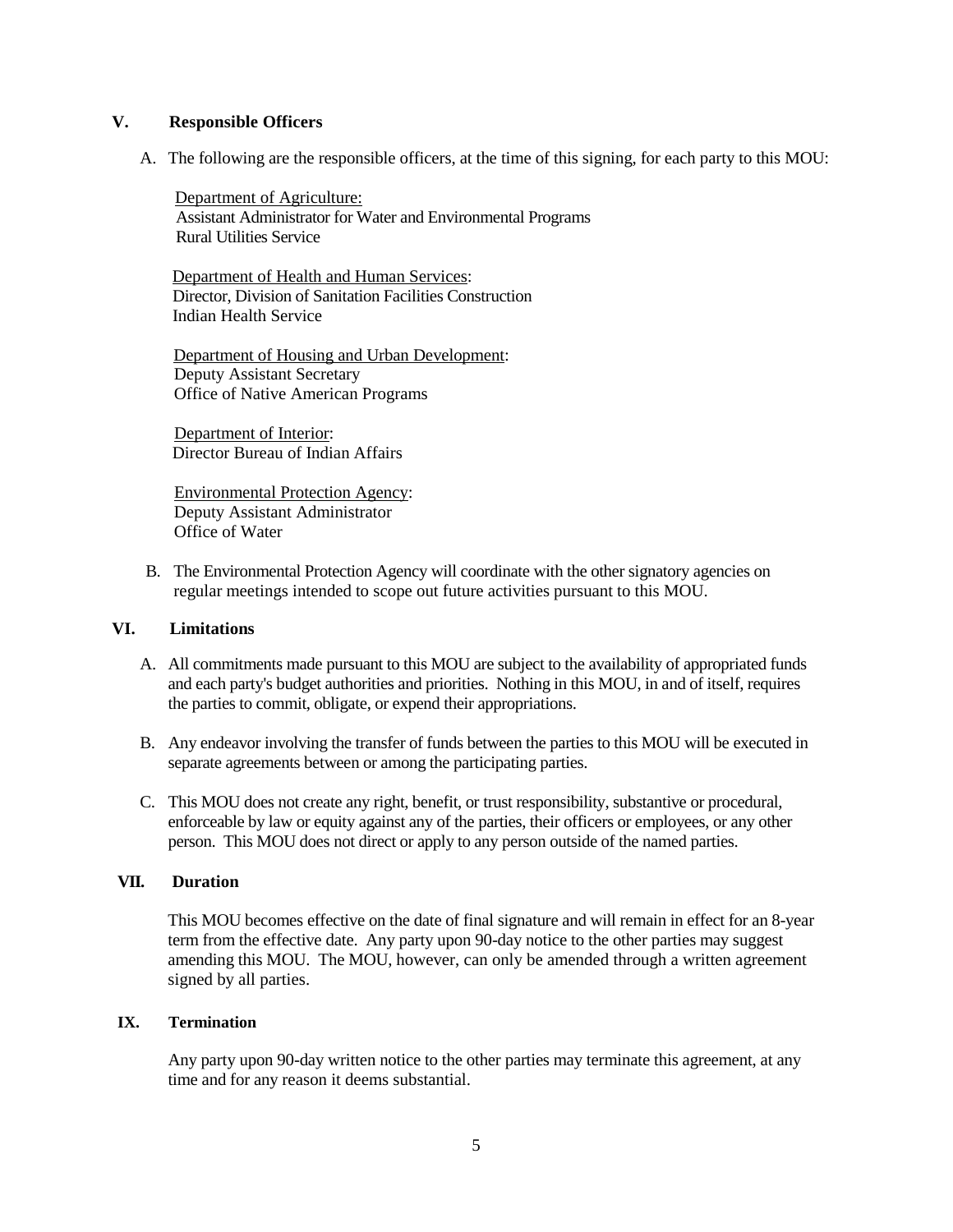## V. Responsible Officers

A. The following are the responsible officers, at the time of this signing, for each party to this MOU:

Department of Agriculture:
Assistant Administrator for Water and Environmental Programs
Rural Utilities Service

Department of Health and Human Services:
Director, Division of Sanitation Facilities Construction
Indian Health Service

Department of Housing and Urban Development:
Deputy Assistant Secretary
Office of Native American Programs

Department of Interior:
Director Bureau of Indian Affairs

Environmental Protection Agency:
Deputy Assistant Administrator
Office of Water

B. The Environmental Protection Agency will coordinate with the other signatory agencies on regular meetings intended to scope out future activities pursuant to this MOU.

## VI. Limitations

A. All commitments made pursuant to this MOU are subject to the availability of appropriated funds and each party's budget authorities and priorities. Nothing in this MOU, in and of itself, requires the parties to commit, obligate, or expend their appropriations.

B. Any endeavor involving the transfer of funds between the parties to this MOU will be executed in separate agreements between or among the participating parties.

C. This MOU does not create any right, benefit, or trust responsibility, substantive or procedural, enforceable by law or equity against any of the parties, their officers or employees, or any other person. This MOU does not direct or apply to any person outside of the named parties.

## VII. Duration

This MOU becomes effective on the date of final signature and will remain in effect for an 8-year term from the effective date. Any party upon 90-day notice to the other parties may suggest amending this MOU. The MOU, however, can only be amended through a written agreement signed by all parties.

## IX. Termination

Any party upon 90-day written notice to the other parties may terminate this agreement, at any time and for any reason it deems substantial.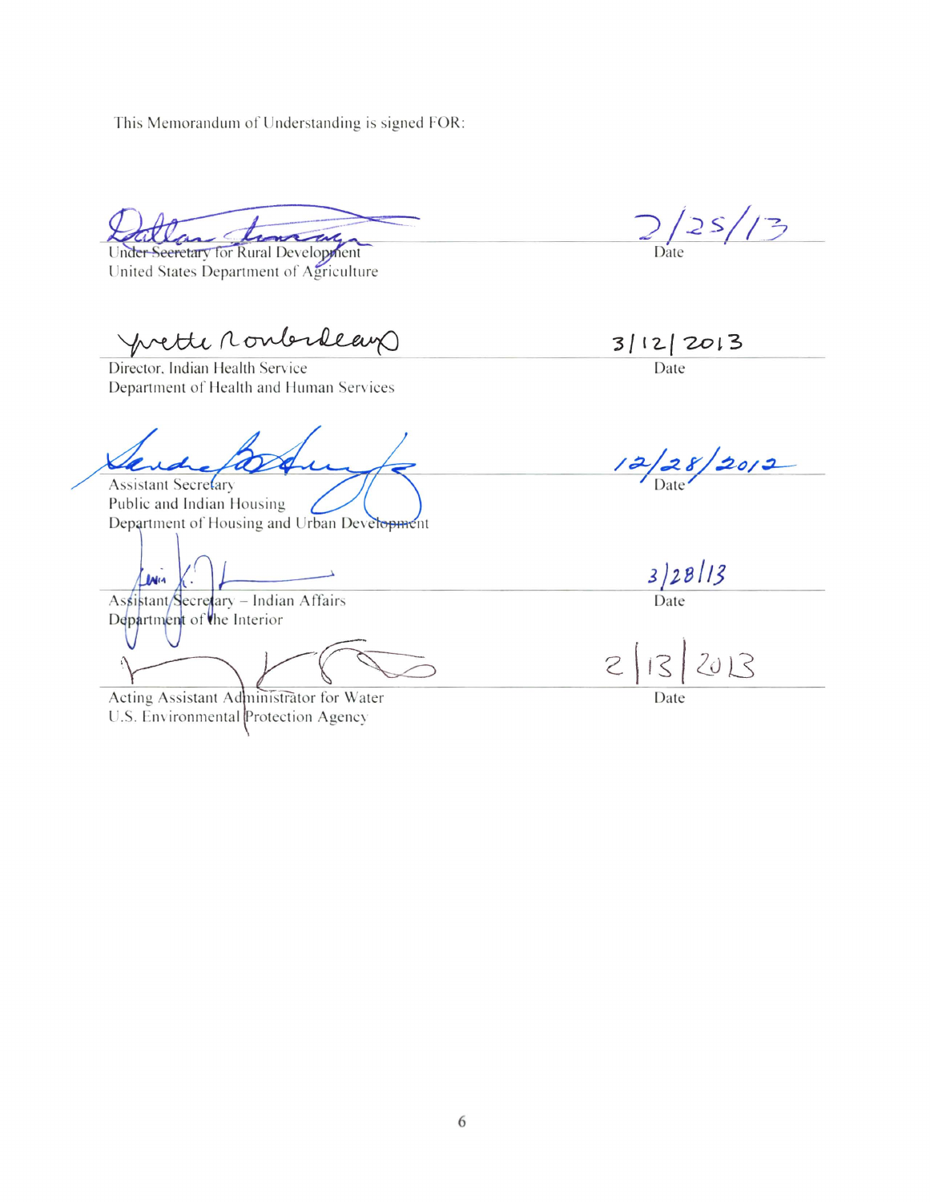This Memorandum of Understanding is signed FOR:

| | |
|---|---|
| Under Secretary for Rural Development<br>United States Department of Agriculture | 2/25/13<br>Date |
| Director, Indian Health Service<br>Department of Health and Human Services | 3/12/2013<br>Date |
| Assistant Secretary<br>Public and Indian Housing<br>Department of Housing and Urban Development | 12/28/2012<br>Date |
| Assistant Secretary – Indian Affairs<br>Department of the Interior | 3/28/13<br>Date |
| Acting Assistant Administrator for Water<br>U.S. Environmental Protection Agency | 2/13/2013<br>Date |